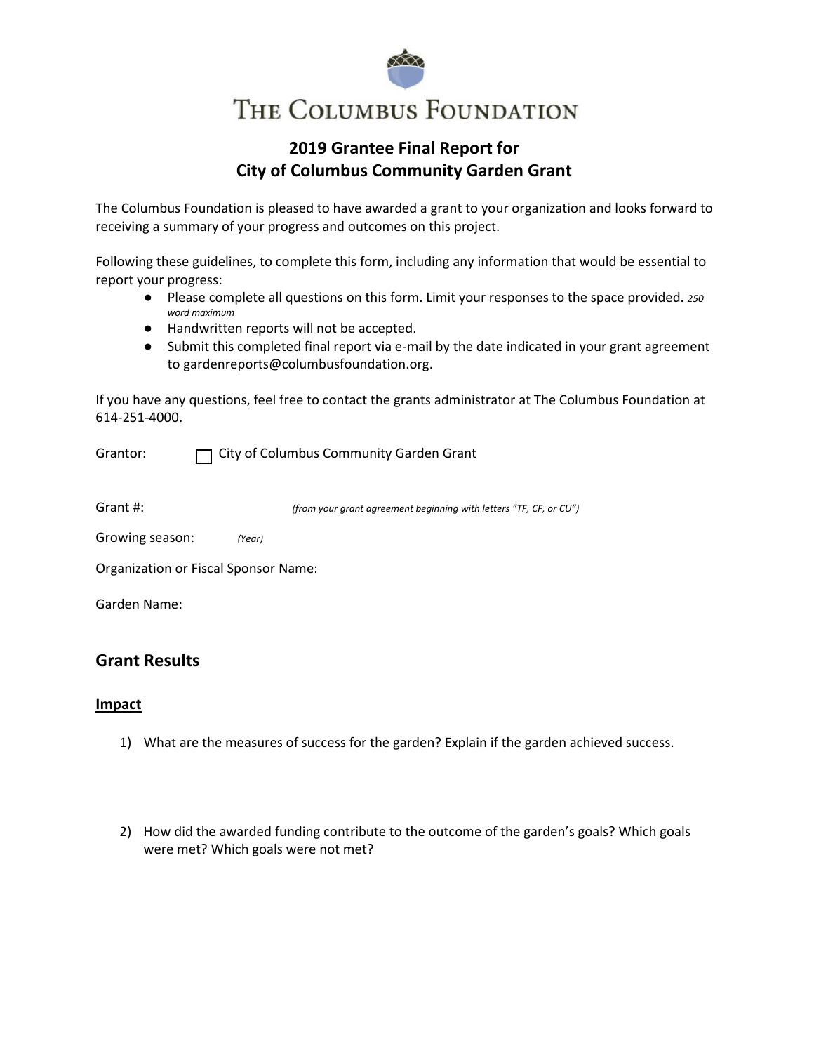# THE COLUMBUS FOUNDATION

## 2019 Grantee Final Report for City of Columbus Community Garden Grant

The Columbus Foundation is pleased to have awarded a grant to your organization and looks forward to receiving a summary of your progress and outcomes on this project.

Following these guidelines, to complete this form, including any information that would be essential to report your progress:

- Please complete all questions on this form. Limit your responses to the space provided. *250 word maximum*
- Handwritten reports will not be accepted.
- Submit this completed final report via e-mail by the date indicated in your grant agreement to gardenreports@columbusfoundation.org.

If you have any questions, feel free to contact the grants administrator at The Columbus Foundation at 614-251-4000.

Grantor: ☐ City of Columbus Community Garden Grant

Grant #: *(from your grant agreement beginning with letters "TF, CF, or CU")*

Growing season: *(Year)*

Organization or Fiscal Sponsor Name:

Garden Name:

## Grant Results

### Impact

1) What are the measures of success for the garden? Explain if the garden achieved success.

2) How did the awarded funding contribute to the outcome of the garden's goals? Which goals were met? Which goals were not met?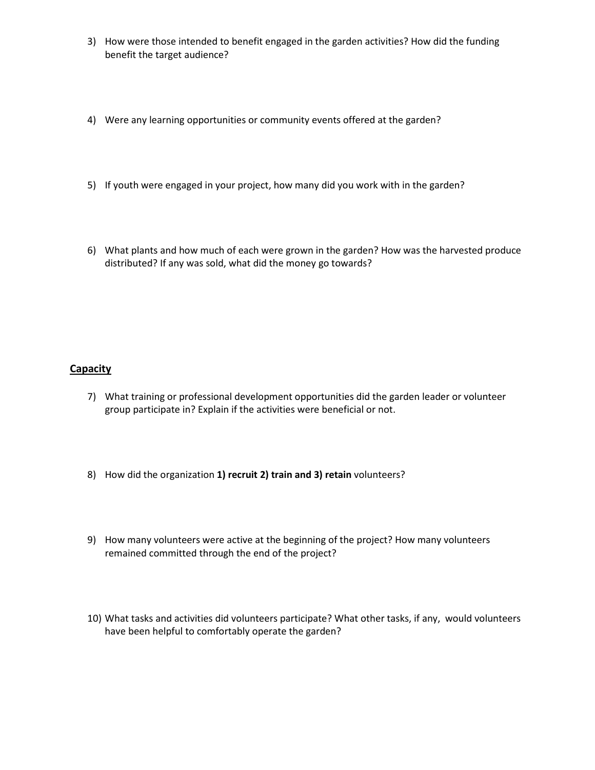3) How were those intended to benefit engaged in the garden activities? How did the funding benefit the target audience?

4) Were any learning opportunities or community events offered at the garden?

5) If youth were engaged in your project, how many did you work with in the garden?

6) What plants and how much of each were grown in the garden? How was the harvested produce distributed? If any was sold, what did the money go towards?

**Capacity**

7) What training or professional development opportunities did the garden leader or volunteer group participate in? Explain if the activities were beneficial or not.

8) How did the organization **1) recruit 2) train and 3) retain** volunteers?

9) How many volunteers were active at the beginning of the project? How many volunteers remained committed through the end of the project?

10) What tasks and activities did volunteers participate? What other tasks, if any, would volunteers have been helpful to comfortably operate the garden?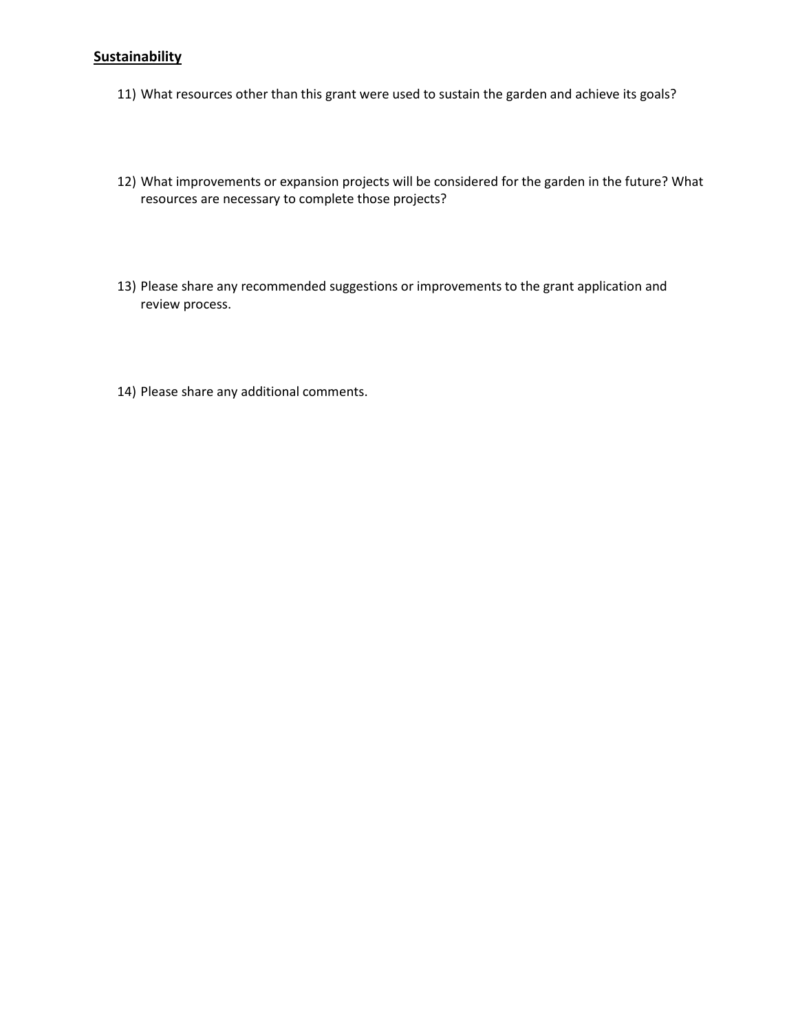**Sustainability**

11) What resources other than this grant were used to sustain the garden and achieve its goals?

12) What improvements or expansion projects will be considered for the garden in the future? What resources are necessary to complete those projects?

13) Please share any recommended suggestions or improvements to the grant application and review process.

14) Please share any additional comments.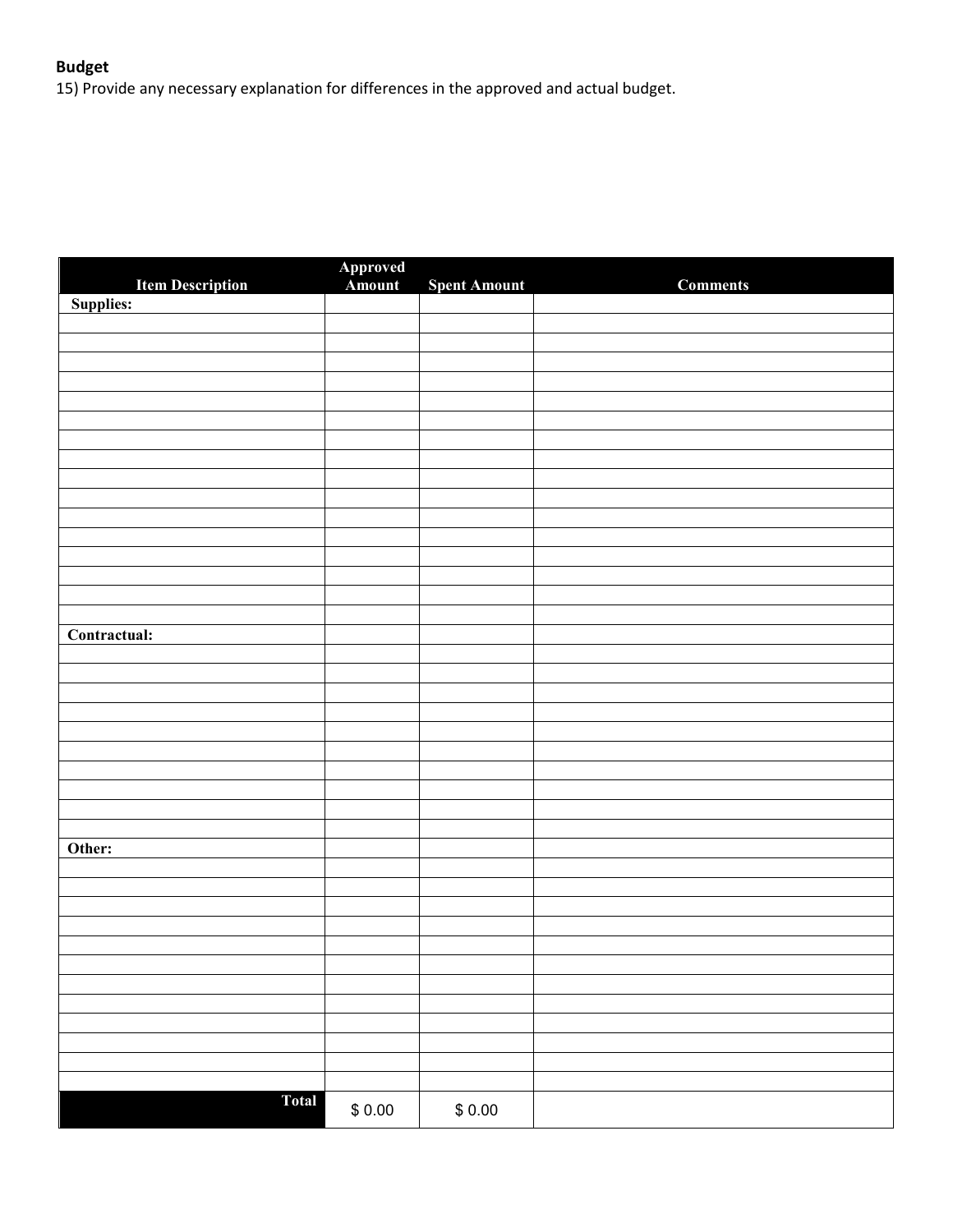**Budget**

15) Provide any necessary explanation for differences in the approved and actual budget.

| Item Description | Approved Amount | Spent Amount | Comments |
|---|---|---|---|
| **Supplies:** | | | |
| | | | |
| | | | |
| | | | |
| | | | |
| | | | |
| | | | |
| | | | |
| | | | |
| | | | |
| | | | |
| | | | |
| | | | |
| | | | |
| | | | |
| | | | |
| | | | |
| **Contractual:** | | | |
| | | | |
| | | | |
| | | | |
| | | | |
| | | | |
| | | | |
| | | | |
| | | | |
| | | | |
| | | | |
| **Other:** | | | |
| | | | |
| | | | |
| | | | |
| | | | |
| | | | |
| | | | |
| | | | |
| | | | |
| | | | |
| | | | |
| | | | |
| | | | |
| **Total** | $ 0.00 | $ 0.00 | |